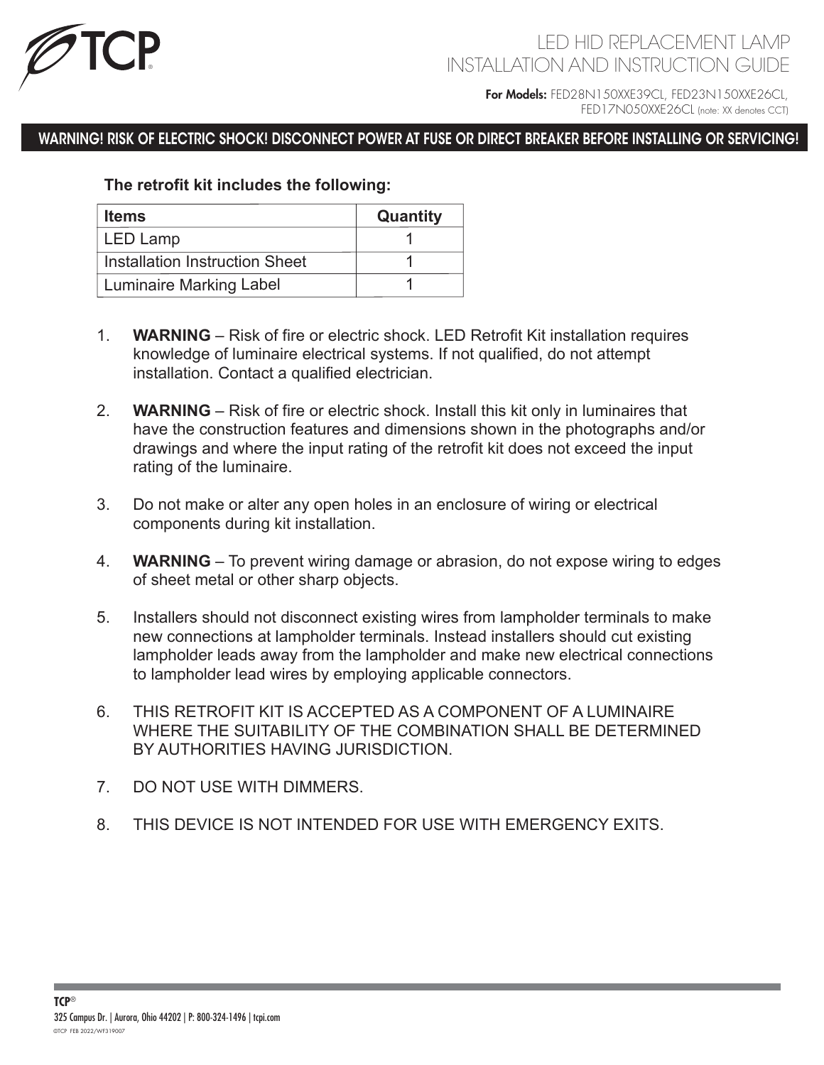TCP

# LED HID REPLACEMENT LAMP INSTALLATION AND INSTRUCTION GUIDE

**For Models:** FED28N150XXE39CL, FED23N150XXE26CL, FED17N050XXE26CL (note: XX denotes CCT)

**WARNING! RISK OF ELECTRIC SHOCK! DISCONNECT POWER AT FUSE OR DIRECT BREAKER BEFORE INSTALLING OR SERVICING!**

**The retrofit kit includes the following:**

| Items | Quantity |
| --- | --- |
| LED Lamp | 1 |
| Installation Instruction Sheet | 1 |
| Luminaire Marking Label | 1 |

1. **WARNING** – Risk of fire or electric shock. LED Retrofit Kit installation requires knowledge of luminaire electrical systems. If not qualified, do not attempt installation. Contact a qualified electrician.

2. **WARNING** – Risk of fire or electric shock. Install this kit only in luminaires that have the construction features and dimensions shown in the photographs and/or drawings and where the input rating of the retrofit kit does not exceed the input rating of the luminaire.

3. Do not make or alter any open holes in an enclosure of wiring or electrical components during kit installation.

4. **WARNING** – To prevent wiring damage or abrasion, do not expose wiring to edges of sheet metal or other sharp objects.

5. Installers should not disconnect existing wires from lampholder terminals to make new connections at lampholder terminals. Instead installers should cut existing lampholder leads away from the lampholder and make new electrical connections to lampholder lead wires by employing applicable connectors.

6. THIS RETROFIT KIT IS ACCEPTED AS A COMPONENT OF A LUMINAIRE WHERE THE SUITABILITY OF THE COMBINATION SHALL BE DETERMINED BY AUTHORITIES HAVING JURISDICTION.

7. DO NOT USE WITH DIMMERS.

8. THIS DEVICE IS NOT INTENDED FOR USE WITH EMERGENCY EXITS.

**TCP**®
325 Campus Dr. | Aurora, Ohio 44202 | P: 800-324-1496 | tcpi.com
©TCP FEB 2022/WF319007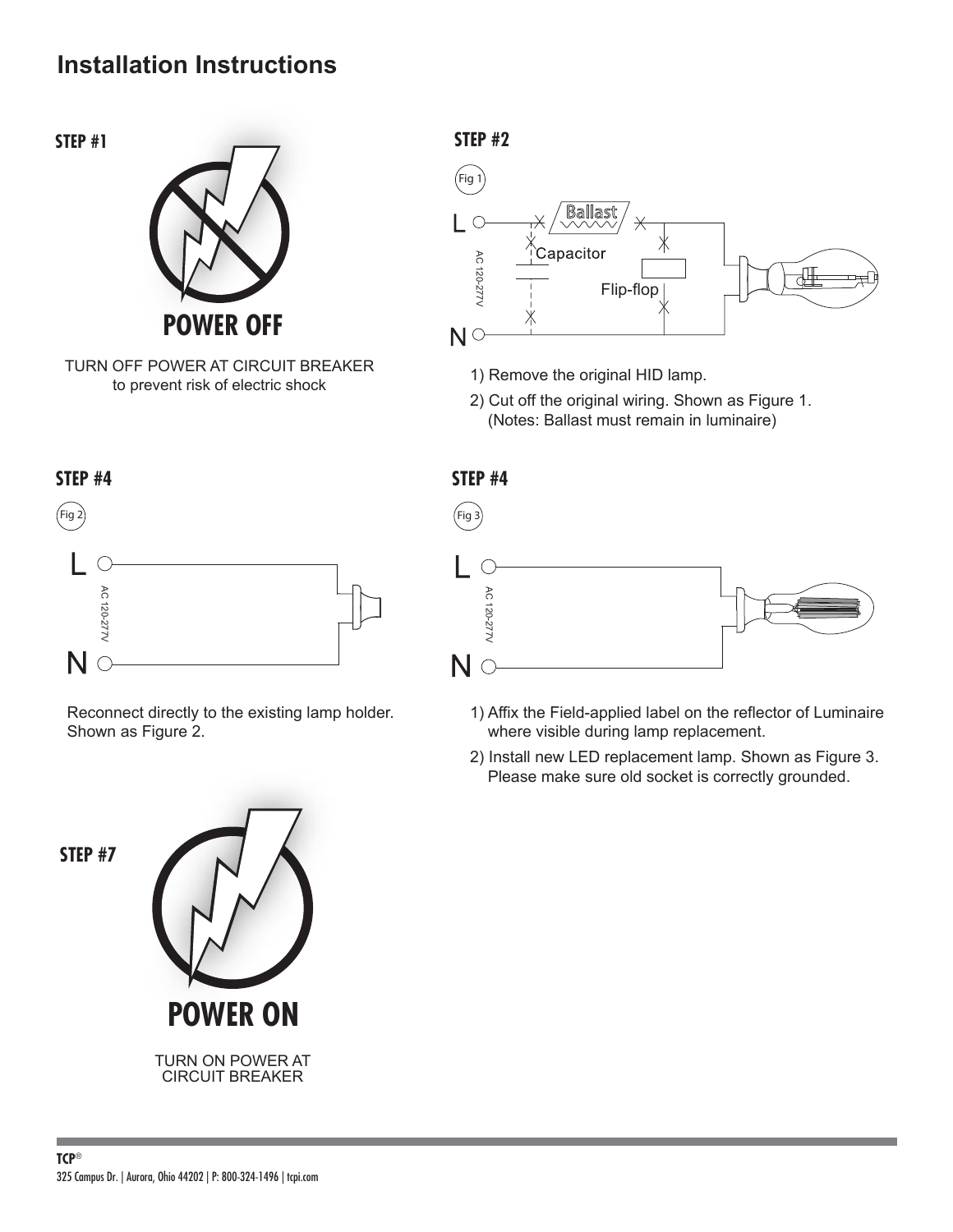# Installation Instructions

## STEP #1

POWER OFF

TURN OFF POWER AT CIRCUIT BREAKER
to prevent risk of electric shock

## STEP #2

Fig 1

L

N

AC 120-277V

Ballast

Capacitor

Flip-flop

1) Remove the original HID lamp.
2) Cut off the original wiring. Shown as Figure 1. (Notes: Ballast must remain in luminaire)

## STEP #4

Fig 2

L

N

AC 120-277V

Reconnect directly to the existing lamp holder. Shown as Figure 2.

## STEP #4

Fig 3

L

N

AC 120-277V

1) Affix the Field-applied label on the reflector of Luminaire where visible during lamp replacement.
2) Install new LED replacement lamp. Shown as Figure 3. Please make sure old socket is correctly grounded.

## STEP #7

POWER ON

TURN ON POWER AT CIRCUIT BREAKER

TCP®
325 Campus Dr. | Aurora, Ohio 44202 | P: 800-324-1496 | tcpi.com